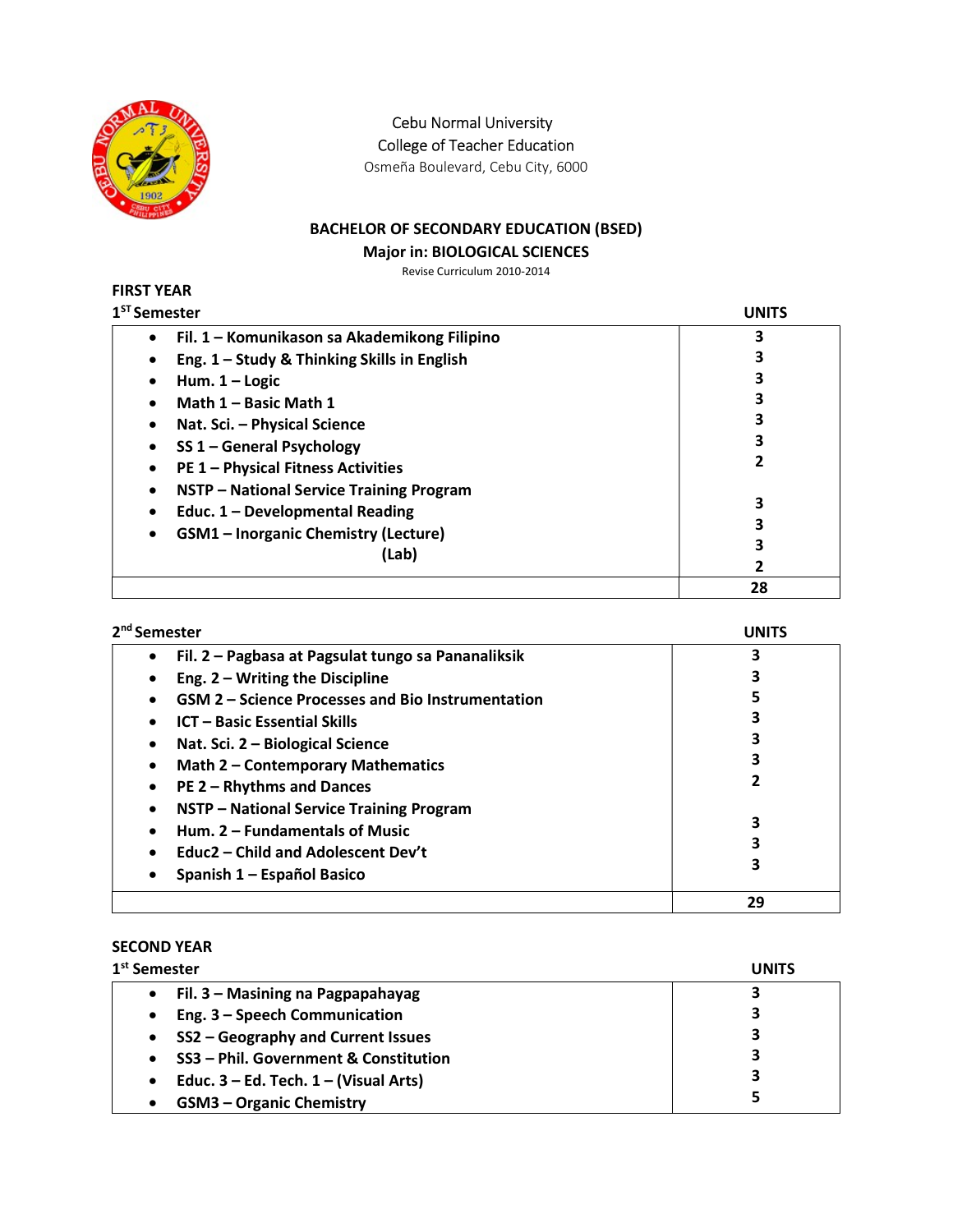Cebu Normal University
College of Teacher Education
Osmeña Boulevard, Cebu City, 6000

## BACHELOR OF SECONDARY EDUCATION (BSED)
## Major in: BIOLOGICAL SCIENCES

Revise Curriculum 2010-2014

### FIRST YEAR

**1ST Semester**

| | UNITS |
|---|---|
| • Fil. 1 – Komunikason sa Akademikong Filipino | 3 |
| • Eng. 1 – Study & Thinking Skills in English | 3 |
| • Hum. 1 – Logic | 3 |
| • Math 1 – Basic Math 1 | 3 |
| • Nat. Sci. – Physical Science | 3 |
| • SS 1 – General Psychology | 3 |
| • PE 1 – Physical Fitness Activities | 2 |
| • NSTP – National Service Training Program | |
| • Educ. 1 – Developmental Reading | 3 |
| • GSM1 – Inorganic Chemistry (Lecture) | 3 |
| (Lab) | 3 |
| | 2 |
| | **28** |

**2nd Semester**

| | UNITS |
|---|---|
| • Fil. 2 – Pagbasa at Pagsulat tungo sa Pananaliksik | 3 |
| • Eng. 2 – Writing the Discipline | 3 |
| • GSM 2 – Science Processes and Bio Instrumentation | 5 |
| • ICT – Basic Essential Skills | 3 |
| • Nat. Sci. 2 – Biological Science | 3 |
| • Math 2 – Contemporary Mathematics | 3 |
| • PE 2 – Rhythms and Dances | 2 |
| • NSTP – National Service Training Program | |
| • Hum. 2 – Fundamentals of Music | 3 |
| • Educ2 – Child and Adolescent Dev't | 3 |
| • Spanish 1 – Español Basico | 3 |
| | **29** |

### SECOND YEAR

**1st Semester**

| | UNITS |
|---|---|
| • Fil. 3 – Masining na Pagpapahayag | 3 |
| • Eng. 3 – Speech Communication | 3 |
| • SS2 – Geography and Current Issues | 3 |
| • SS3 – Phil. Government & Constitution | 3 |
| • Educ. 3 – Ed. Tech. 1 – (Visual Arts) | 3 |
| • GSM3 – Organic Chemistry | 5 |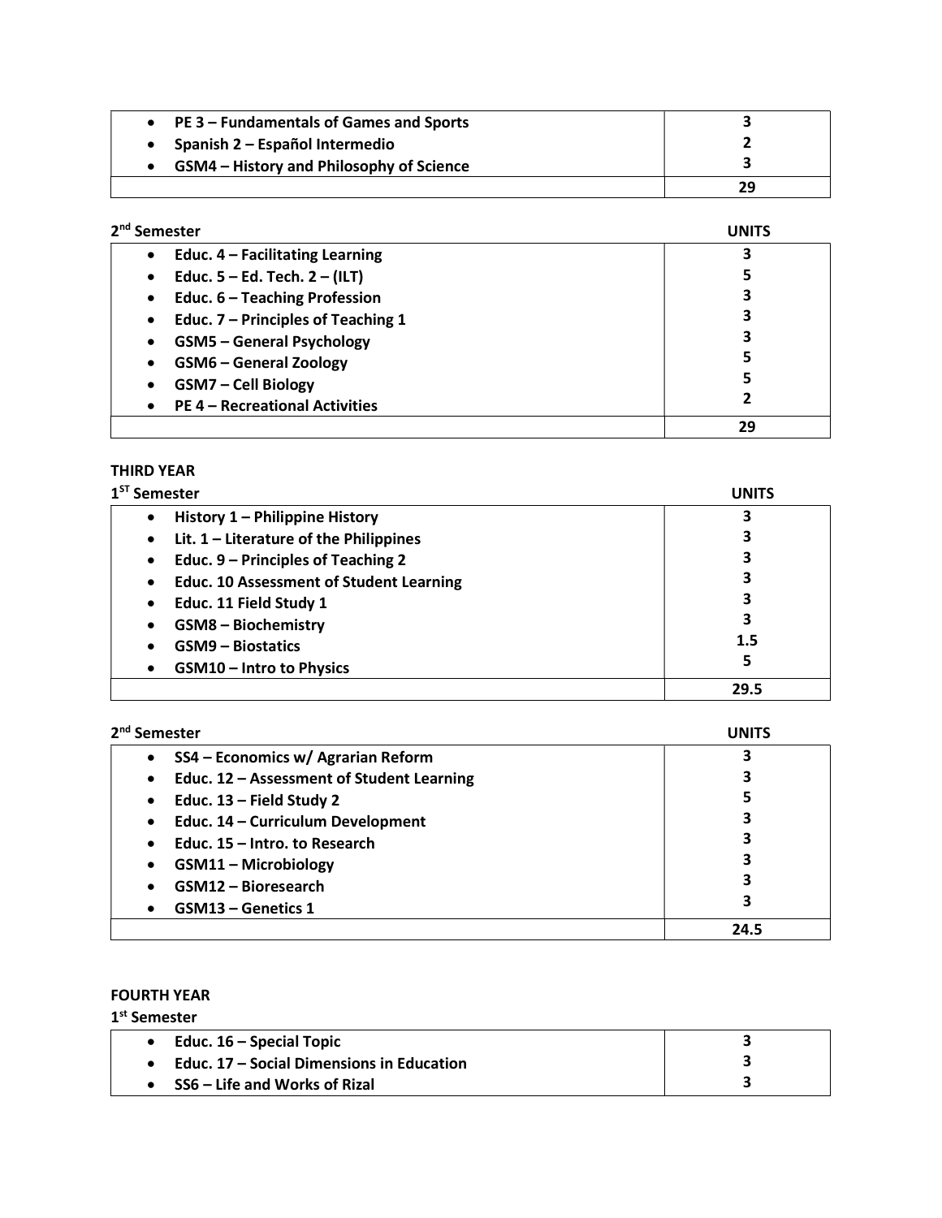| | |
|---|---|
| • **PE 3 – Fundamentals of Games and Sports** | **3** |
| • **Spanish 2 – Español Intermedio** | **2** |
| • **GSM4 – History and Philosophy of Science** | **3** |
| | **29** |

**2nd Semester**

| | **UNITS** |
|---|---|
| • **Educ. 4 – Facilitating Learning** | **3** |
| • **Educ. 5 – Ed. Tech. 2 – (ILT)** | **5** |
| • **Educ. 6 – Teaching Profession** | **3** |
| • **Educ. 7 – Principles of Teaching 1** | **3** |
| • **GSM5 – General Psychology** | **3** |
| • **GSM6 – General Zoology** | **5** |
| • **GSM7 – Cell Biology** | **5** |
| • **PE 4 – Recreational Activities** | **2** |
| | **29** |

**THIRD YEAR**

**1ST Semester**

| | **UNITS** |
|---|---|
| • **History 1 – Philippine History** | **3** |
| • **Lit. 1 – Literature of the Philippines** | **3** |
| • **Educ. 9 – Principles of Teaching 2** | **3** |
| • **Educ. 10 Assessment of Student Learning** | **3** |
| • **Educ. 11 Field Study 1** | **3** |
| • **GSM8 – Biochemistry** | **3** |
| • **GSM9 – Biostatics** | **1.5** |
| • **GSM10 – Intro to Physics** | **5** |
| | **29.5** |

**2nd Semester**

| | **UNITS** |
|---|---|
| • **SS4 – Economics w/ Agrarian Reform** | **3** |
| • **Educ. 12 – Assessment of Student Learning** | **3** |
| • **Educ. 13 – Field Study 2** | **5** |
| • **Educ. 14 – Curriculum Development** | **3** |
| • **Educ. 15 – Intro. to Research** | **3** |
| • **GSM11 – Microbiology** | **3** |
| • **GSM12 – Bioresearch** | **3** |
| • **GSM13 – Genetics 1** | **3** |
| | **24.5** |

**FOURTH YEAR**

**1st Semester**

| | |
|---|---|
| • **Educ. 16 – Special Topic** | **3** |
| • **Educ. 17 – Social Dimensions in Education** | **3** |
| • **SS6 – Life and Works of Rizal** | **3** |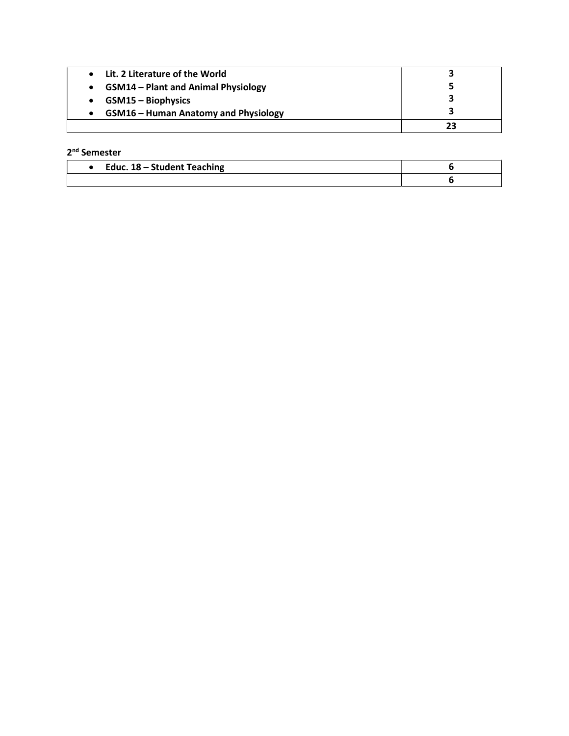| | |
|---|---|
| • **Lit. 2 Literature of the World**<br>• **GSM14 – Plant and Animal Physiology**<br>• **GSM15 – Biophysics**<br>• **GSM16 – Human Anatomy and Physiology** | **3**<br>**5**<br>**3**<br>**3** |
| | **23** |

**2nd Semester**

| | |
|---|---|
| • **Educ. 18 – Student Teaching** | **6** |
| | **6** |